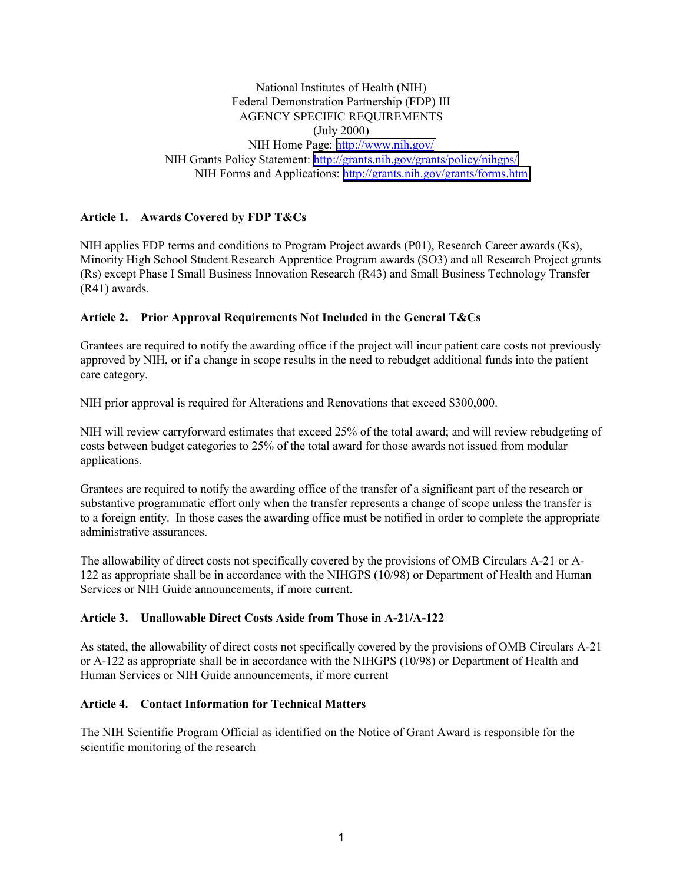National Institutes of Health (NIH)
Federal Demonstration Partnership (FDP) III
AGENCY SPECIFIC REQUIREMENTS
(July 2000)
NIH Home Page: http://www.nih.gov/
NIH Grants Policy Statement: http://grants.nih.gov/grants/policy/nihgps/
NIH Forms and Applications: http://grants.nih.gov/grants/forms.htm

**Article 1. Awards Covered by FDP T&Cs**

NIH applies FDP terms and conditions to Program Project awards (P01), Research Career awards (Ks), Minority High School Student Research Apprentice Program awards (SO3) and all Research Project grants (Rs) except Phase I Small Business Innovation Research (R43) and Small Business Technology Transfer (R41) awards.

**Article 2. Prior Approval Requirements Not Included in the General T&Cs**

Grantees are required to notify the awarding office if the project will incur patient care costs not previously approved by NIH, or if a change in scope results in the need to rebudget additional funds into the patient care category.

NIH prior approval is required for Alterations and Renovations that exceed $300,000.

NIH will review carryforward estimates that exceed 25% of the total award; and will review rebudgeting of costs between budget categories to 25% of the total award for those awards not issued from modular applications.

Grantees are required to notify the awarding office of the transfer of a significant part of the research or substantive programmatic effort only when the transfer represents a change of scope unless the transfer is to a foreign entity. In those cases the awarding office must be notified in order to complete the appropriate administrative assurances.

The allowability of direct costs not specifically covered by the provisions of OMB Circulars A-21 or A-122 as appropriate shall be in accordance with the NIHGPS (10/98) or Department of Health and Human Services or NIH Guide announcements, if more current.

**Article 3. Unallowable Direct Costs Aside from Those in A-21/A-122**

As stated, the allowability of direct costs not specifically covered by the provisions of OMB Circulars A-21 or A-122 as appropriate shall be in accordance with the NIHGPS (10/98) or Department of Health and Human Services or NIH Guide announcements, if more current

**Article 4. Contact Information for Technical Matters**

The NIH Scientific Program Official as identified on the Notice of Grant Award is responsible for the scientific monitoring of the research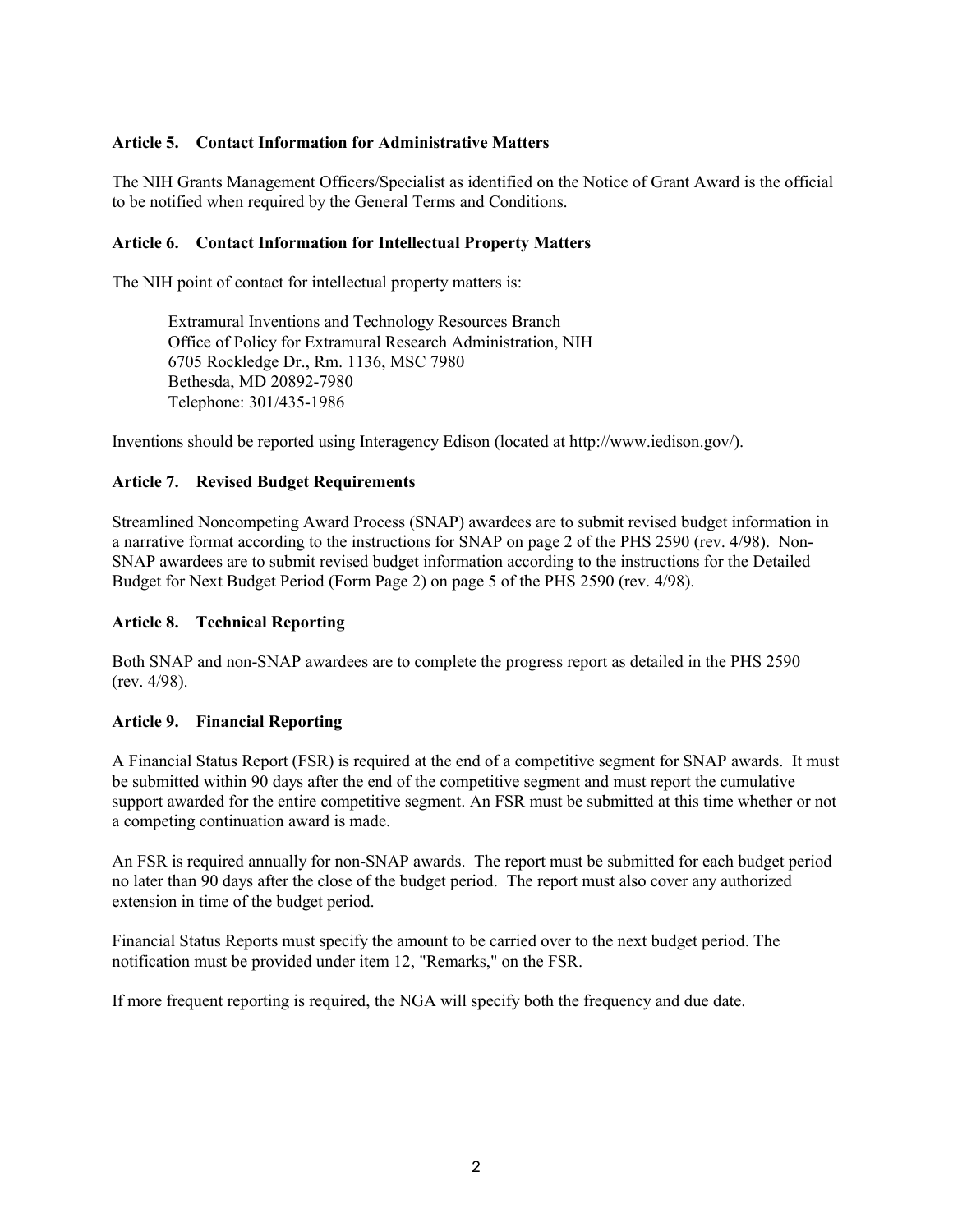**Article 5. Contact Information for Administrative Matters**

The NIH Grants Management Officers/Specialist as identified on the Notice of Grant Award is the official to be notified when required by the General Terms and Conditions.

**Article 6. Contact Information for Intellectual Property Matters**

The NIH point of contact for intellectual property matters is:

> Extramural Inventions and Technology Resources Branch
> Office of Policy for Extramural Research Administration, NIH
> 6705 Rockledge Dr., Rm. 1136, MSC 7980
> Bethesda, MD 20892-7980
> Telephone: 301/435-1986

Inventions should be reported using Interagency Edison (located at http://www.iedison.gov/).

**Article 7. Revised Budget Requirements**

Streamlined Noncompeting Award Process (SNAP) awardees are to submit revised budget information in a narrative format according to the instructions for SNAP on page 2 of the PHS 2590 (rev. 4/98). Non-SNAP awardees are to submit revised budget information according to the instructions for the Detailed Budget for Next Budget Period (Form Page 2) on page 5 of the PHS 2590 (rev. 4/98).

**Article 8. Technical Reporting**

Both SNAP and non-SNAP awardees are to complete the progress report as detailed in the PHS 2590 (rev. 4/98).

**Article 9. Financial Reporting**

A Financial Status Report (FSR) is required at the end of a competitive segment for SNAP awards. It must be submitted within 90 days after the end of the competitive segment and must report the cumulative support awarded for the entire competitive segment. An FSR must be submitted at this time whether or not a competing continuation award is made.

An FSR is required annually for non-SNAP awards. The report must be submitted for each budget period no later than 90 days after the close of the budget period. The report must also cover any authorized extension in time of the budget period.

Financial Status Reports must specify the amount to be carried over to the next budget period. The notification must be provided under item 12, "Remarks," on the FSR.

If more frequent reporting is required, the NGA will specify both the frequency and due date.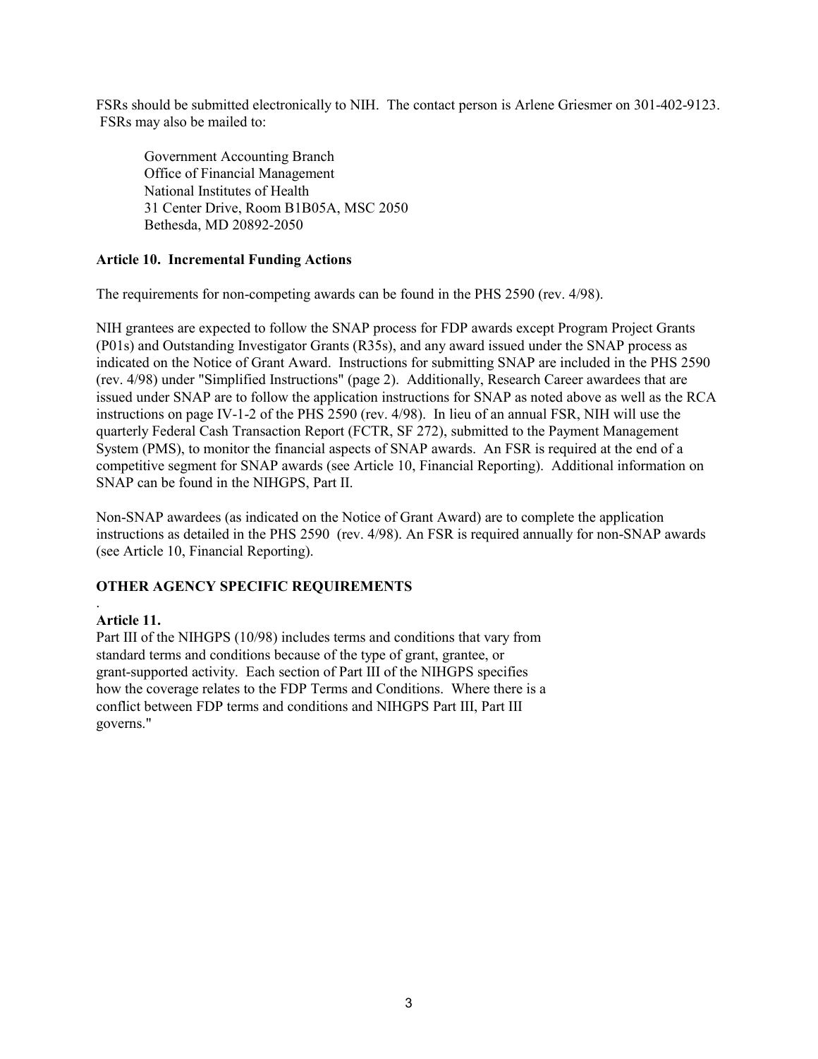FSRs should be submitted electronically to NIH. The contact person is Arlene Griesmer on 301-402-9123. FSRs may also be mailed to:

Government Accounting Branch  
Office of Financial Management  
National Institutes of Health  
31 Center Drive, Room B1B05A, MSC 2050  
Bethesda, MD 20892-2050

**Article 10. Incremental Funding Actions**

The requirements for non-competing awards can be found in the PHS 2590 (rev. 4/98).

NIH grantees are expected to follow the SNAP process for FDP awards except Program Project Grants (P01s) and Outstanding Investigator Grants (R35s), and any award issued under the SNAP process as indicated on the Notice of Grant Award. Instructions for submitting SNAP are included in the PHS 2590 (rev. 4/98) under "Simplified Instructions" (page 2). Additionally, Research Career awardees that are issued under SNAP are to follow the application instructions for SNAP as noted above as well as the RCA instructions on page IV-1-2 of the PHS 2590 (rev. 4/98). In lieu of an annual FSR, NIH will use the quarterly Federal Cash Transaction Report (FCTR, SF 272), submitted to the Payment Management System (PMS), to monitor the financial aspects of SNAP awards. An FSR is required at the end of a competitive segment for SNAP awards (see Article 10, Financial Reporting). Additional information on SNAP can be found in the NIHGPS, Part II.

Non-SNAP awardees (as indicated on the Notice of Grant Award) are to complete the application instructions as detailed in the PHS 2590 (rev. 4/98). An FSR is required annually for non-SNAP awards (see Article 10, Financial Reporting).

**OTHER AGENCY SPECIFIC REQUIREMENTS**

.
**Article 11.**
Part III of the NIHGPS (10/98) includes terms and conditions that vary from standard terms and conditions because of the type of grant, grantee, or grant-supported activity. Each section of Part III of the NIHGPS specifies how the coverage relates to the FDP Terms and Conditions. Where there is a conflict between FDP terms and conditions and NIHGPS Part III, Part III governs."